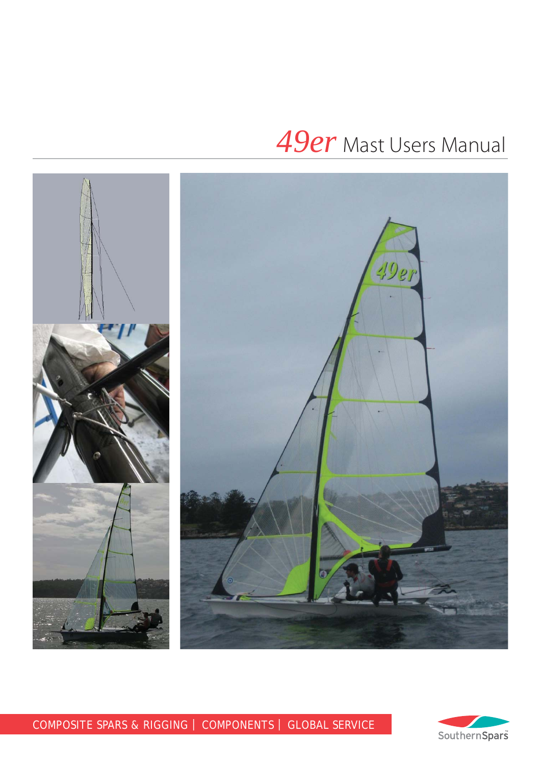# *49er* Mast Users Manual

COMPOSITE SPARS & RIGGING | COMPONENTS | GLOBAL SERVICE

SouthernSpars™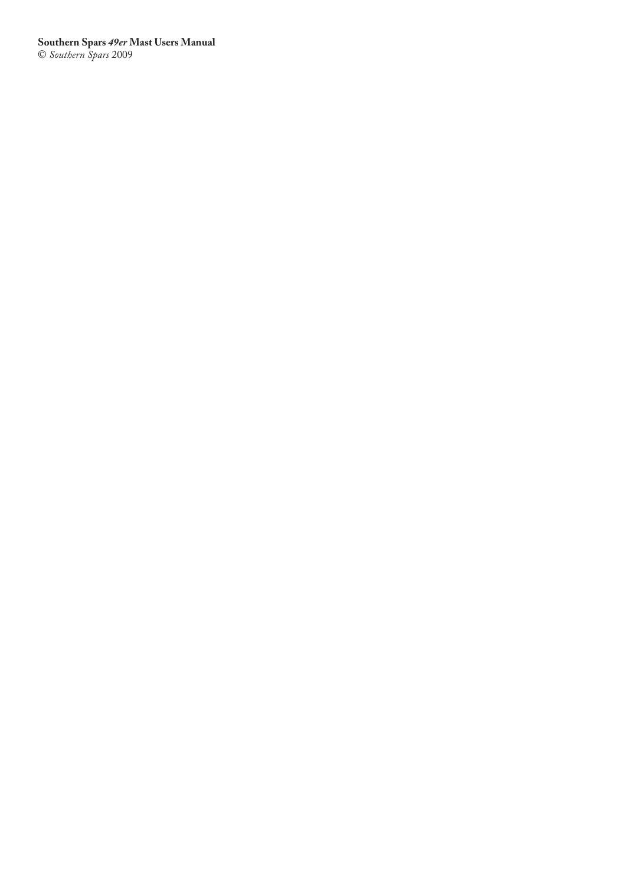**Southern Spars *49er* Mast Users Manual**
© *Southern Spars* 2009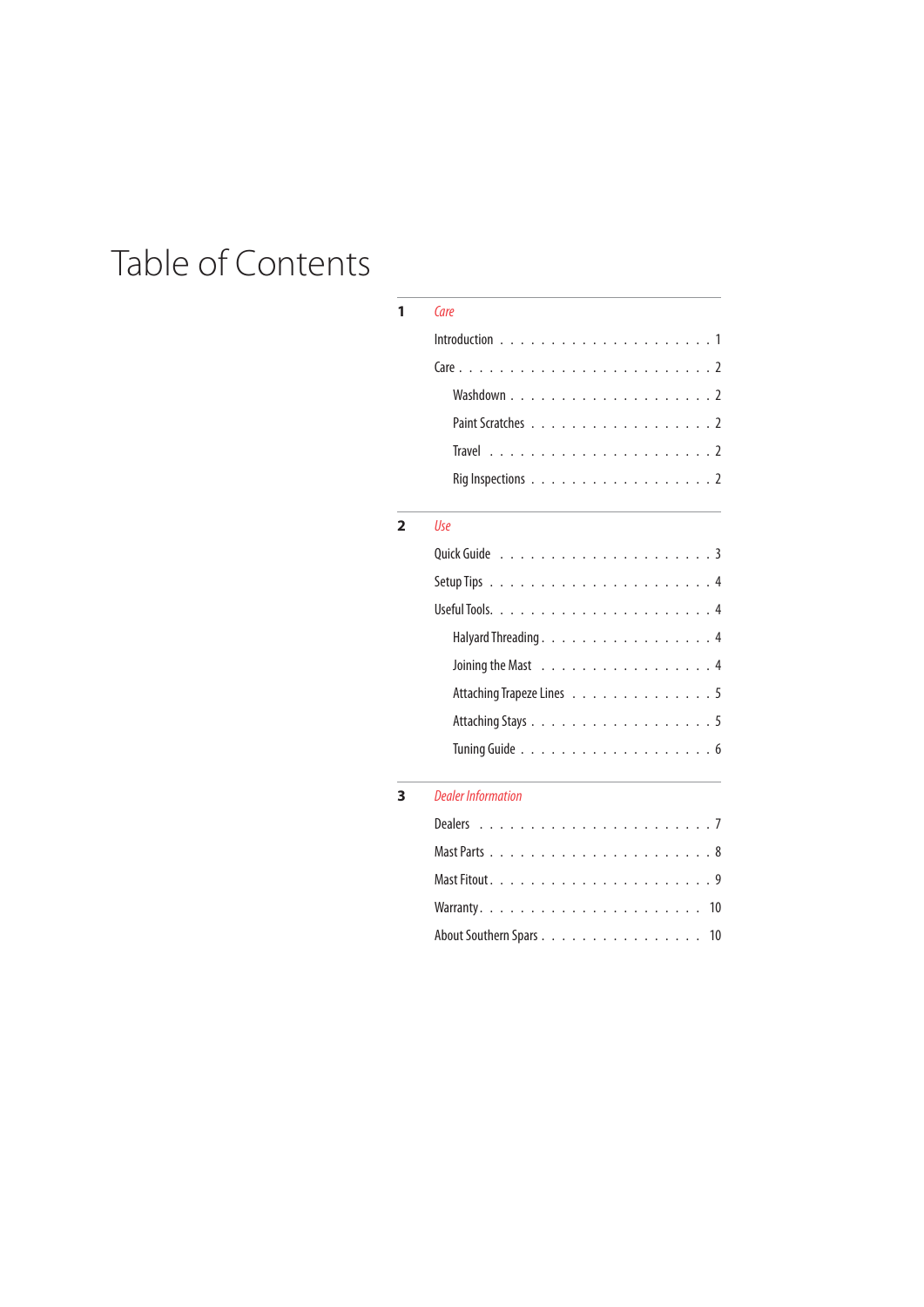# Table of Contents

**1** *Care*

- Introduction . . . . . . . . . . . . . . . . . . . . 1
- Care . . . . . . . . . . . . . . . . . . . . . . . 2
  - Washdown . . . . . . . . . . . . . . . . . . . 2
  - Paint Scratches . . . . . . . . . . . . . . . . 2
  - Travel . . . . . . . . . . . . . . . . . . . . 2
  - Rig Inspections . . . . . . . . . . . . . . . . 2

**2** *Use*

- Quick Guide . . . . . . . . . . . . . . . . . . . 3
- Setup Tips . . . . . . . . . . . . . . . . . . . . 4
- Useful Tools. . . . . . . . . . . . . . . . . . . 4
  - Halyard Threading . . . . . . . . . . . . . . . 4
  - Joining the Mast . . . . . . . . . . . . . . . . 4
  - Attaching Trapeze Lines . . . . . . . . . . . . 5
  - Attaching Stays . . . . . . . . . . . . . . . . 5
  - Tuning Guide . . . . . . . . . . . . . . . . . 6

**3** *Dealer Information*

- Dealers . . . . . . . . . . . . . . . . . . . . . 7
- Mast Parts . . . . . . . . . . . . . . . . . . . 8
- Mast Fitout . . . . . . . . . . . . . . . . . . . 9
- Warranty. . . . . . . . . . . . . . . . . . . . 10
- About Southern Spars . . . . . . . . . . . . . . 10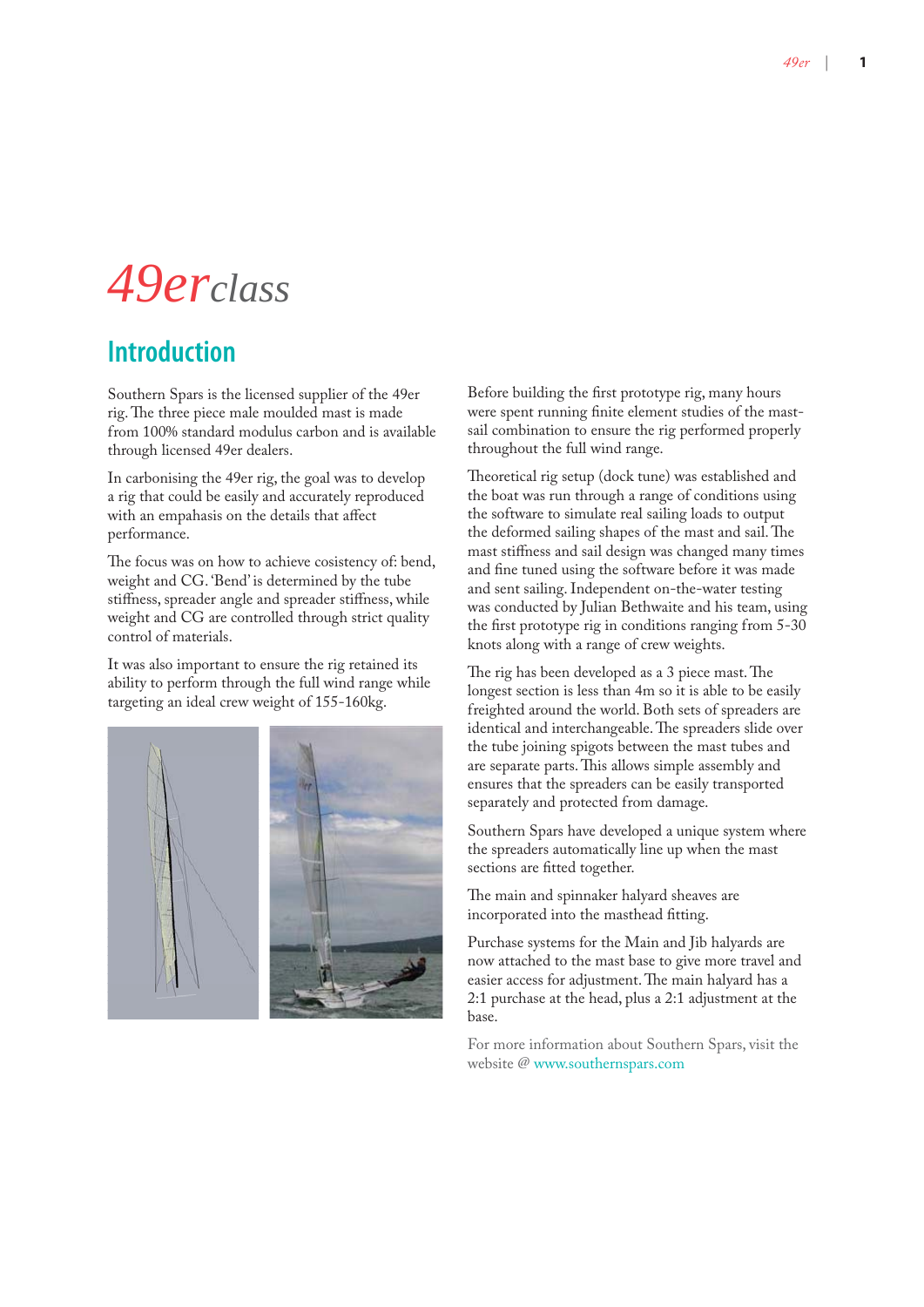# 49er class

## Introduction

Southern Spars is the licensed supplier of the 49er rig. The three piece male moulded mast is made from 100% standard modulus carbon and is available through licensed 49er dealers.

In carbonising the 49er rig, the goal was to develop a rig that could be easily and accurately reproduced with an empahasis on the details that affect performance.

The focus was on how to achieve cosistency of: bend, weight and CG. 'Bend' is determined by the tube stiffness, spreader angle and spreader stiffness, while weight and CG are controlled through strict quality control of materials.

It was also important to ensure the rig retained its ability to perform through the full wind range while targeting an ideal crew weight of 155-160kg.

Before building the first prototype rig, many hours were spent running finite element studies of the mast-sail combination to ensure the rig performed properly throughout the full wind range.

Theoretical rig setup (dock tune) was established and the boat was run through a range of conditions using the software to simulate real sailing loads to output the deformed sailing shapes of the mast and sail. The mast stiffness and sail design was changed many times and fine tuned using the software before it was made and sent sailing. Independent on-the-water testing was conducted by Julian Bethwaite and his team, using the first prototype rig in conditions ranging from 5-30 knots along with a range of crew weights.

The rig has been developed as a 3 piece mast. The longest section is less than 4m so it is able to be easily freighted around the world. Both sets of spreaders are identical and interchangeable. The spreaders slide over the tube joining spigots between the mast tubes and are separate parts. This allows simple assembly and ensures that the spreaders can be easily transported separately and protected from damage.

Southern Spars have developed a unique system where the spreaders automatically line up when the mast sections are fitted together.

The main and spinnaker halyard sheaves are incorporated into the masthead fitting.

Purchase systems for the Main and Jib halyards are now attached to the mast base to give more travel and easier access for adjustment. The main halyard has a 2:1 purchase at the head, plus a 2:1 adjustment at the base.

For more information about Southern Spars, visit the website @ www.southernspars.com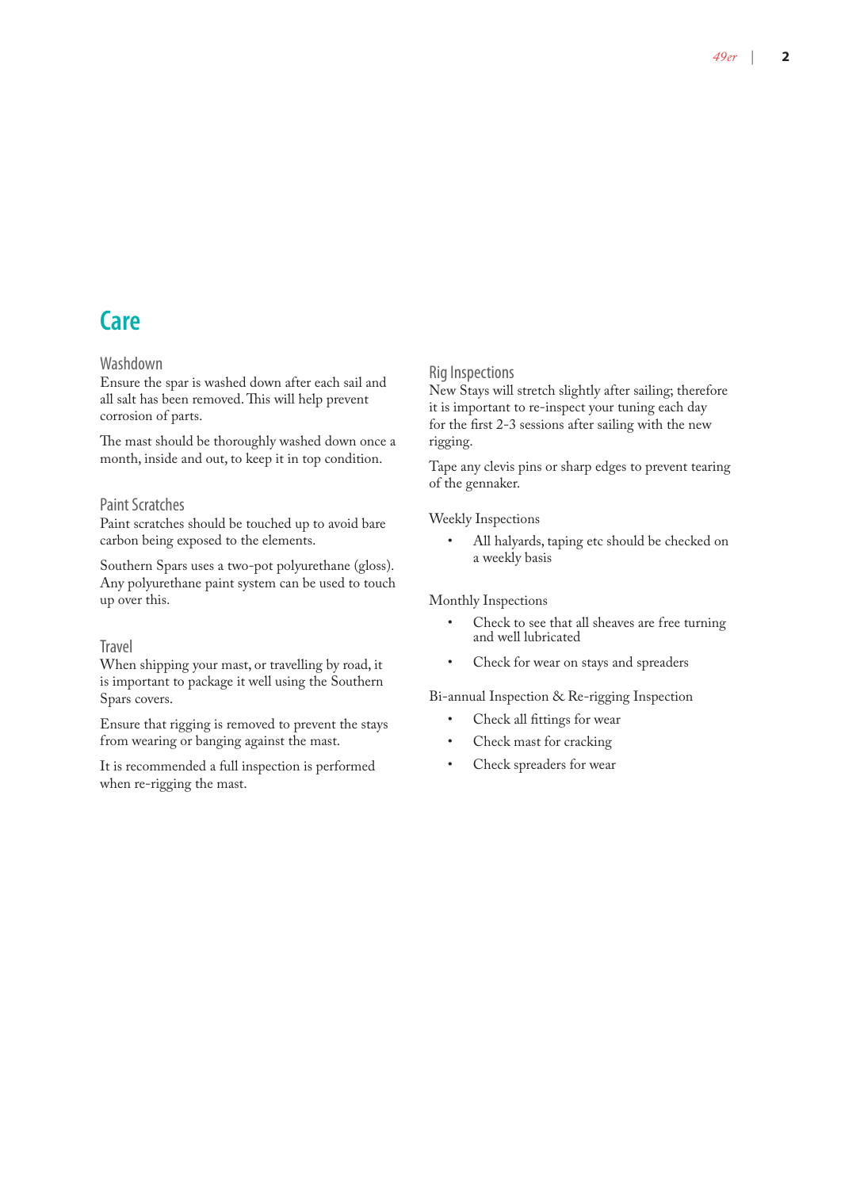# Care

## Washdown

Ensure the spar is washed down after each sail and all salt has been removed. This will help prevent corrosion of parts.

The mast should be thoroughly washed down once a month, inside and out, to keep it in top condition.

## Paint Scratches

Paint scratches should be touched up to avoid bare carbon being exposed to the elements.

Southern Spars uses a two-pot polyurethane (gloss). Any polyurethane paint system can be used to touch up over this.

## Travel

When shipping your mast, or travelling by road, it is important to package it well using the Southern Spars covers.

Ensure that rigging is removed to prevent the stays from wearing or banging against the mast.

It is recommended a full inspection is performed when re-rigging the mast.

## Rig Inspections

New Stays will stretch slightly after sailing; therefore it is important to re-inspect your tuning each day for the first 2-3 sessions after sailing with the new rigging.

Tape any clevis pins or sharp edges to prevent tearing of the gennaker.

### Weekly Inspections

- All halyards, taping etc should be checked on a weekly basis

### Monthly Inspections

- Check to see that all sheaves are free turning and well lubricated
- Check for wear on stays and spreaders

### Bi-annual Inspection & Re-rigging Inspection

- Check all fittings for wear
- Check mast for cracking
- Check spreaders for wear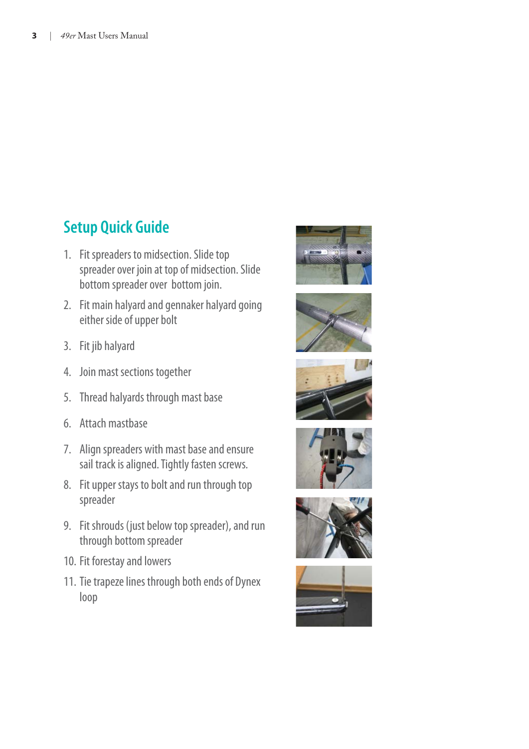## Setup Quick Guide

1. Fit spreaders to midsection. Slide top spreader over join at top of midsection. Slide bottom spreader over  bottom join.
2. Fit main halyard and gennaker halyard going either side of upper bolt
3. Fit jib halyard
4. Join mast sections together
5. Thread halyards through mast base
6. Attach mastbase
7. Align spreaders with mast base and ensure sail track is aligned. Tightly fasten screws.
8. Fit upper stays to bolt and run through top spreader
9. Fit shrouds (just below top spreader), and run through bottom spreader
10. Fit forestay and lowers
11. Tie trapeze lines through both ends of Dynex loop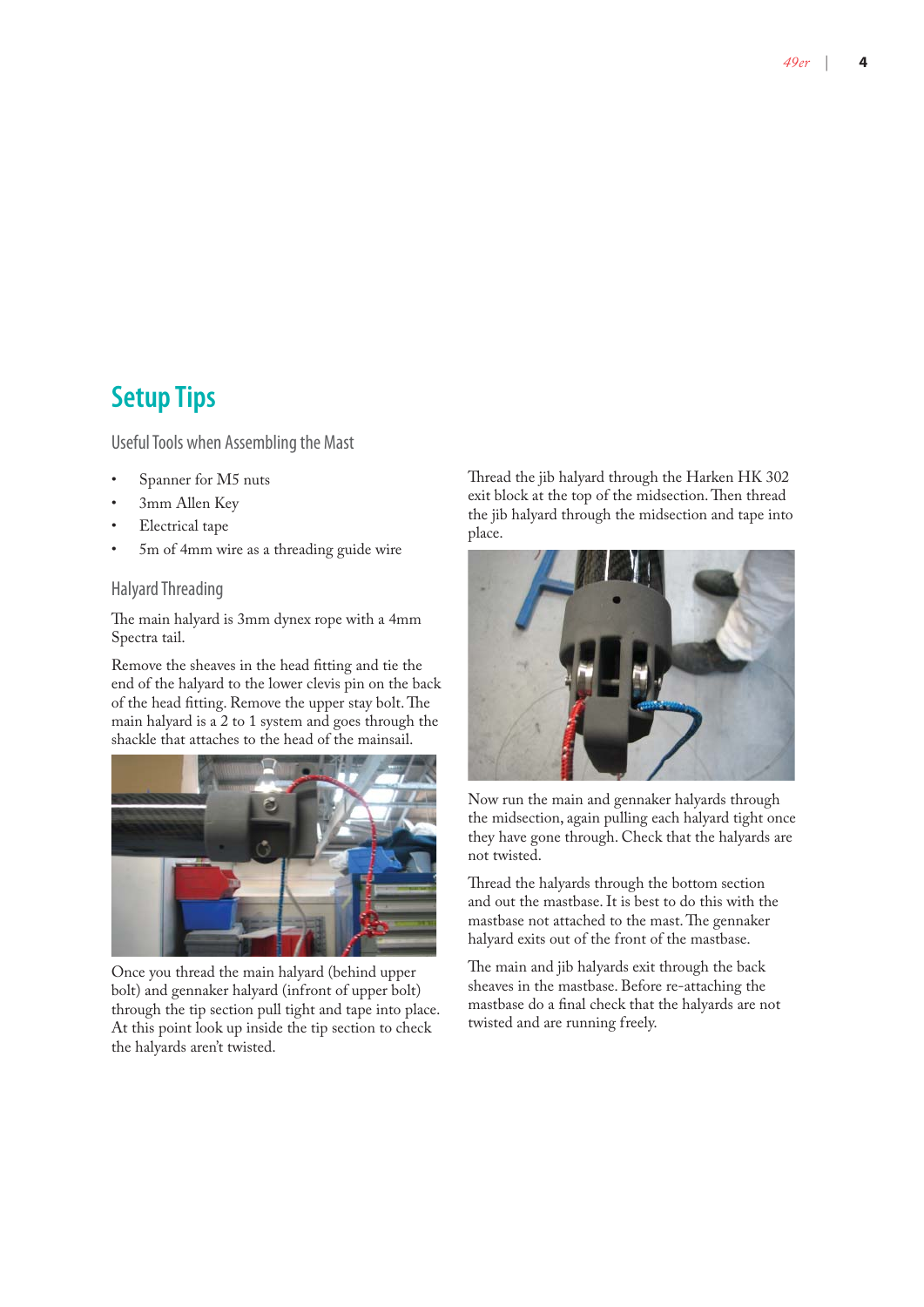## Setup Tips

### Useful Tools when Assembling the Mast

- Spanner for M5 nuts
- 3mm Allen Key
- Electrical tape
- 5m of 4mm wire as a threading guide wire

### Halyard Threading

The main halyard is 3mm dynex rope with a 4mm Spectra tail.

Remove the sheaves in the head fitting and tie the end of the halyard to the lower clevis pin on the back of the head fitting. Remove the upper stay bolt. The main halyard is a 2 to 1 system and goes through the shackle that attaches to the head of the mainsail.

Once you thread the main halyard (behind upper bolt) and gennaker halyard (infront of upper bolt) through the tip section pull tight and tape into place. At this point look up inside the tip section to check the halyards aren't twisted.

Thread the jib halyard through the Harken HK 302 exit block at the top of the midsection. Then thread the jib halyard through the midsection and tape into place.

Now run the main and gennaker halyards through the midsection, again pulling each halyard tight once they have gone through. Check that the halyards are not twisted.

Thread the halyards through the bottom section and out the mastbase. It is best to do this with the mastbase not attached to the mast. The gennaker halyard exits out of the front of the mastbase.

The main and jib halyards exit through the back sheaves in the mastbase. Before re-attaching the mastbase do a final check that the halyards are not twisted and are running freely.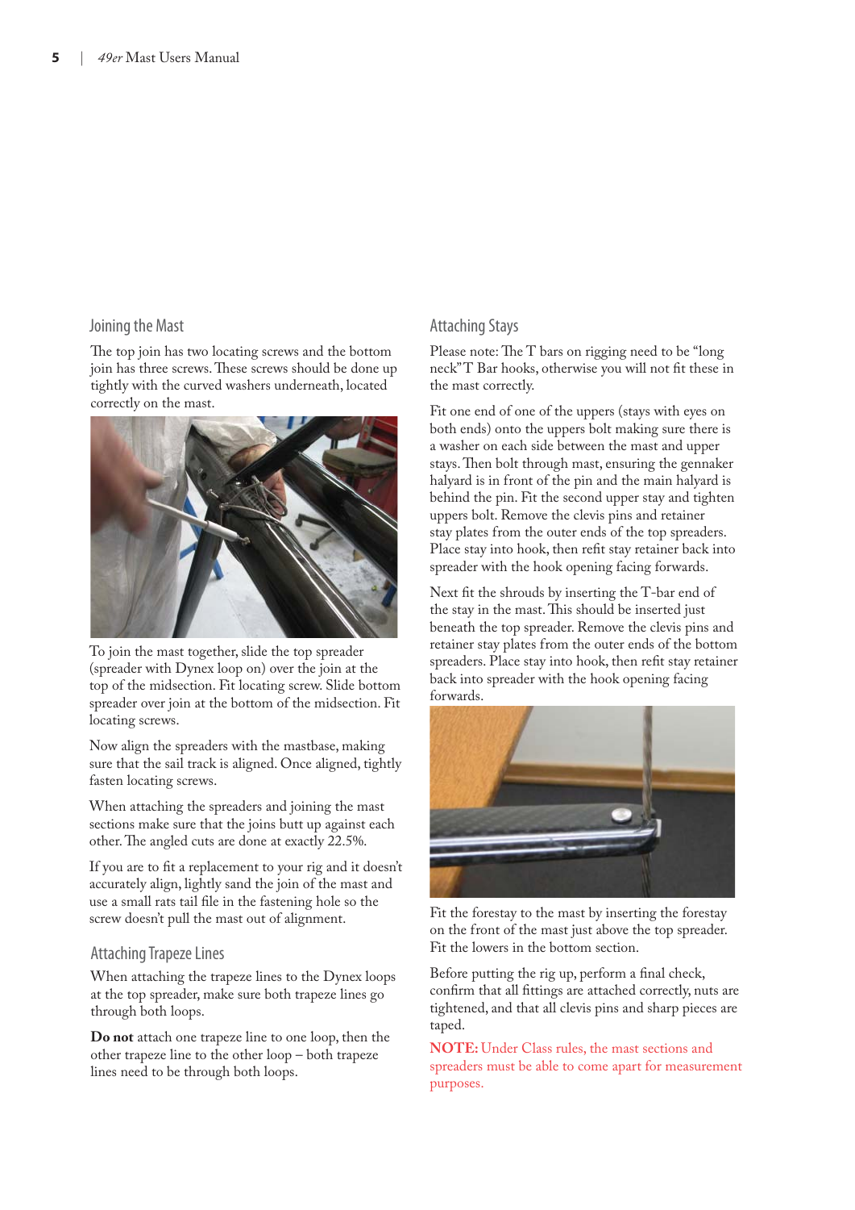## Joining the Mast

The top join has two locating screws and the bottom join has three screws. These screws should be done up tightly with the curved washers underneath, located correctly on the mast.

To join the mast together, slide the top spreader (spreader with Dynex loop on) over the join at the top of the midsection. Fit locating screw. Slide bottom spreader over join at the bottom of the midsection. Fit locating screws.

Now align the spreaders with the mastbase, making sure that the sail track is aligned. Once aligned, tightly fasten locating screws.

When attaching the spreaders and joining the mast sections make sure that the joins butt up against each other. The angled cuts are done at exactly 22.5%.

If you are to fit a replacement to your rig and it doesn't accurately align, lightly sand the join of the mast and use a small rats tail file in the fastening hole so the screw doesn't pull the mast out of alignment.

## Attaching Trapeze Lines

When attaching the trapeze lines to the Dynex loops at the top spreader, make sure both trapeze lines go through both loops.

**Do not** attach one trapeze line to one loop, then the other trapeze line to the other loop – both trapeze lines need to be through both loops.

## Attaching Stays

Please note: The T bars on rigging need to be "long neck" T Bar hooks, otherwise you will not fit these in the mast correctly.

Fit one end of one of the uppers (stays with eyes on both ends) onto the uppers bolt making sure there is a washer on each side between the mast and upper stays. Then bolt through mast, ensuring the gennaker halyard is in front of the pin and the main halyard is behind the pin. Fit the second upper stay and tighten uppers bolt. Remove the clevis pins and retainer stay plates from the outer ends of the top spreaders. Place stay into hook, then refit stay retainer back into spreader with the hook opening facing forwards.

Next fit the shrouds by inserting the T-bar end of the stay in the mast. This should be inserted just beneath the top spreader. Remove the clevis pins and retainer stay plates from the outer ends of the bottom spreaders. Place stay into hook, then refit stay retainer back into spreader with the hook opening facing forwards.

Fit the forestay to the mast by inserting the forestay on the front of the mast just above the top spreader. Fit the lowers in the bottom section.

Before putting the rig up, perform a final check, confirm that all fittings are attached correctly, nuts are tightened, and that all clevis pins and sharp pieces are taped.

**NOTE:** Under Class rules, the mast sections and spreaders must be able to come apart for measurement purposes.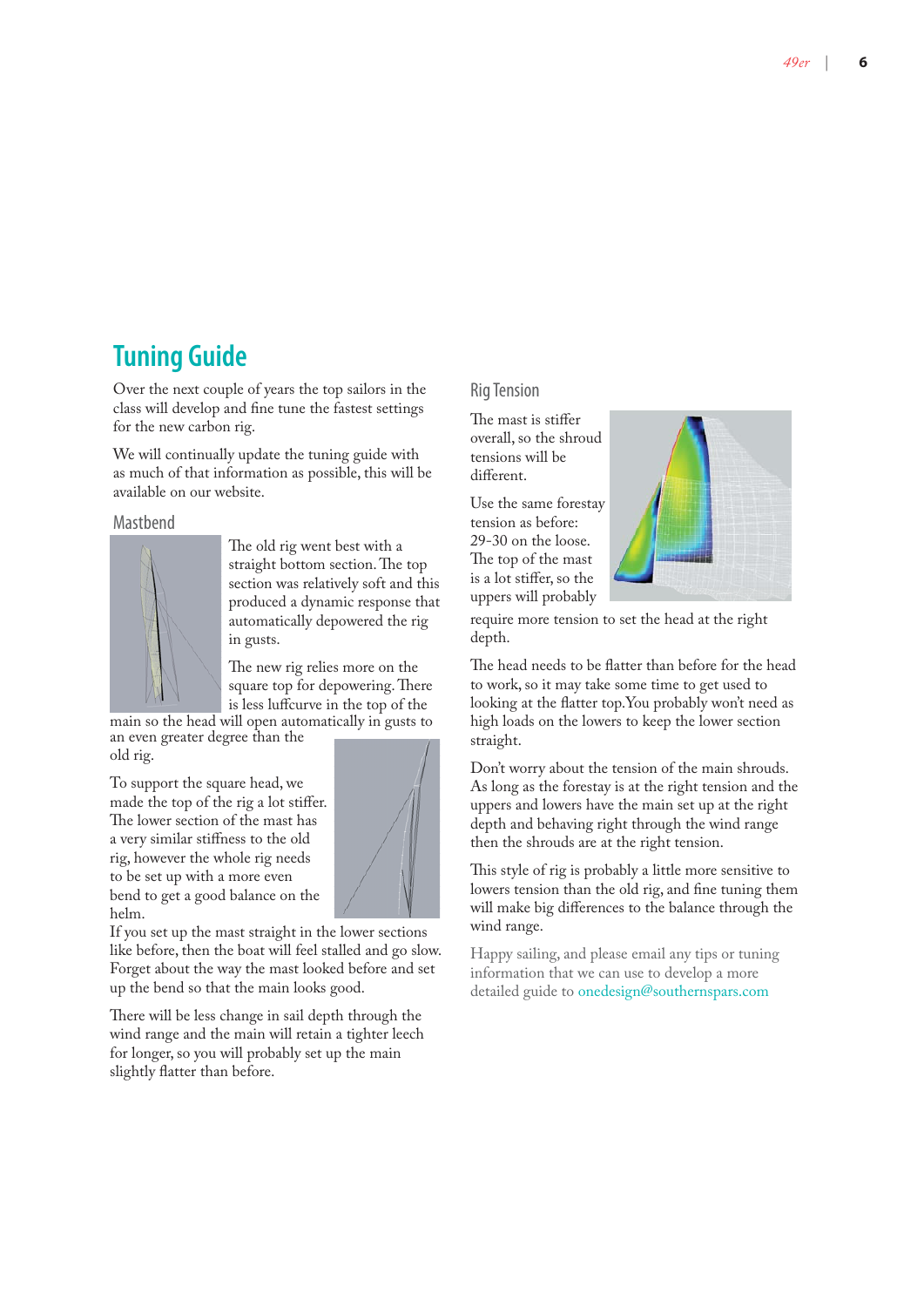# Tuning Guide

Over the next couple of years the top sailors in the class will develop and fine tune the fastest settings for the new carbon rig.

We will continually update the tuning guide with as much of that information as possible, this will be available on our website.

## Mastbend

The old rig went best with a straight bottom section. The top section was relatively soft and this produced a dynamic response that automatically depowered the rig in gusts.

The new rig relies more on the square top for depowering. There is less luffcurve in the top of the main so the head will open automatically in gusts to an even greater degree than the old rig.

To support the square head, we made the top of the rig a lot stiffer. The lower section of the mast has a very similar stiffness to the old rig, however the whole rig needs to be set up with a more even bend to get a good balance on the helm.

If you set up the mast straight in the lower sections like before, then the boat will feel stalled and go slow. Forget about the way the mast looked before and set up the bend so that the main looks good.

There will be less change in sail depth through the wind range and the main will retain a tighter leech for longer, so you will probably set up the main slightly flatter than before.

## Rig Tension

The mast is stiffer overall, so the shroud tensions will be different.

Use the same forestay tension as before: 29-30 on the loose. The top of the mast is a lot stiffer, so the uppers will probably require more tension to set the head at the right depth.

The head needs to be flatter than before for the head to work, so it may take some time to get used to looking at the flatter top. You probably won't need as high loads on the lowers to keep the lower section straight.

Don't worry about the tension of the main shrouds. As long as the forestay is at the right tension and the uppers and lowers have the main set up at the right depth and behaving right through the wind range then the shrouds are at the right tension.

This style of rig is probably a little more sensitive to lowers tension than the old rig, and fine tuning them will make big differences to the balance through the wind range.

Happy sailing, and please email any tips or tuning information that we can use to develop a more detailed guide to onedesign@southernspars.com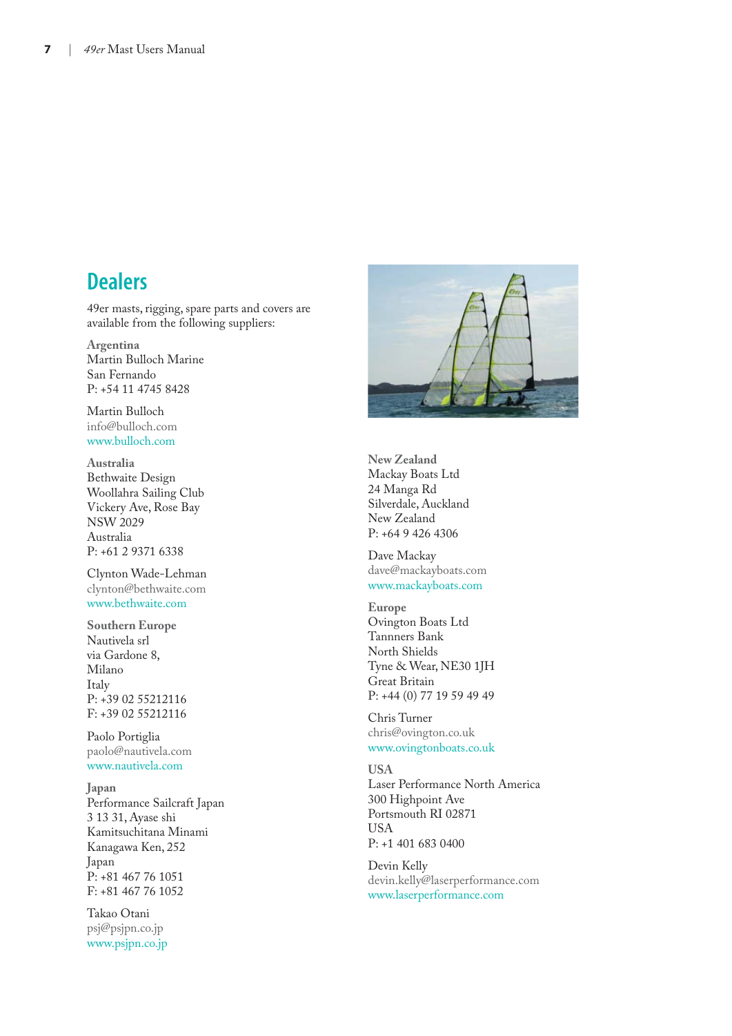## Dealers

49er masts, rigging, spare parts and covers are available from the following suppliers:

**Argentina**
Martin Bulloch Marine
San Fernando
P: +54 11 4745 8428

Martin Bulloch
info@bulloch.com
www.bulloch.com

**Australia**
Bethwaite Design
Woollahra Sailing Club
Vickery Ave, Rose Bay
NSW 2029
Australia
P: +61 2 9371 6338

Clynton Wade-Lehman
clynton@bethwaite.com
www.bethwaite.com

**Southern Europe**
Nautivela srl
via Gardone 8,
Milano
Italy
P: +39 02 55212116
F: +39 02 55212116

Paolo Portiglia
paolo@nautivela.com
www.nautivela.com

**Japan**
Performance Sailcraft Japan
3 13 31, Ayase shi
Kamitsuchitana Minami
Kanagawa Ken, 252
Japan
P: +81 467 76 1051
F: +81 467 76 1052

Takao Otani
psj@psjpn.co.jp
www.psjpn.co.jp

**New Zealand**
Mackay Boats Ltd
24 Manga Rd
Silverdale, Auckland
New Zealand
P: +64 9 426 4306

Dave Mackay
dave@mackayboats.com
www.mackayboats.com

**Europe**
Ovington Boats Ltd
Tannners Bank
North Shields
Tyne & Wear, NE30 1JH
Great Britain
P: +44 (0) 77 19 59 49 49

Chris Turner
chris@ovington.co.uk
www.ovingtonboats.co.uk

**USA**
Laser Performance North America
300 Highpoint Ave
Portsmouth RI 02871
USA
P: +1 401 683 0400

Devin Kelly
devin.kelly@laserperformance.com
www.laserperformance.com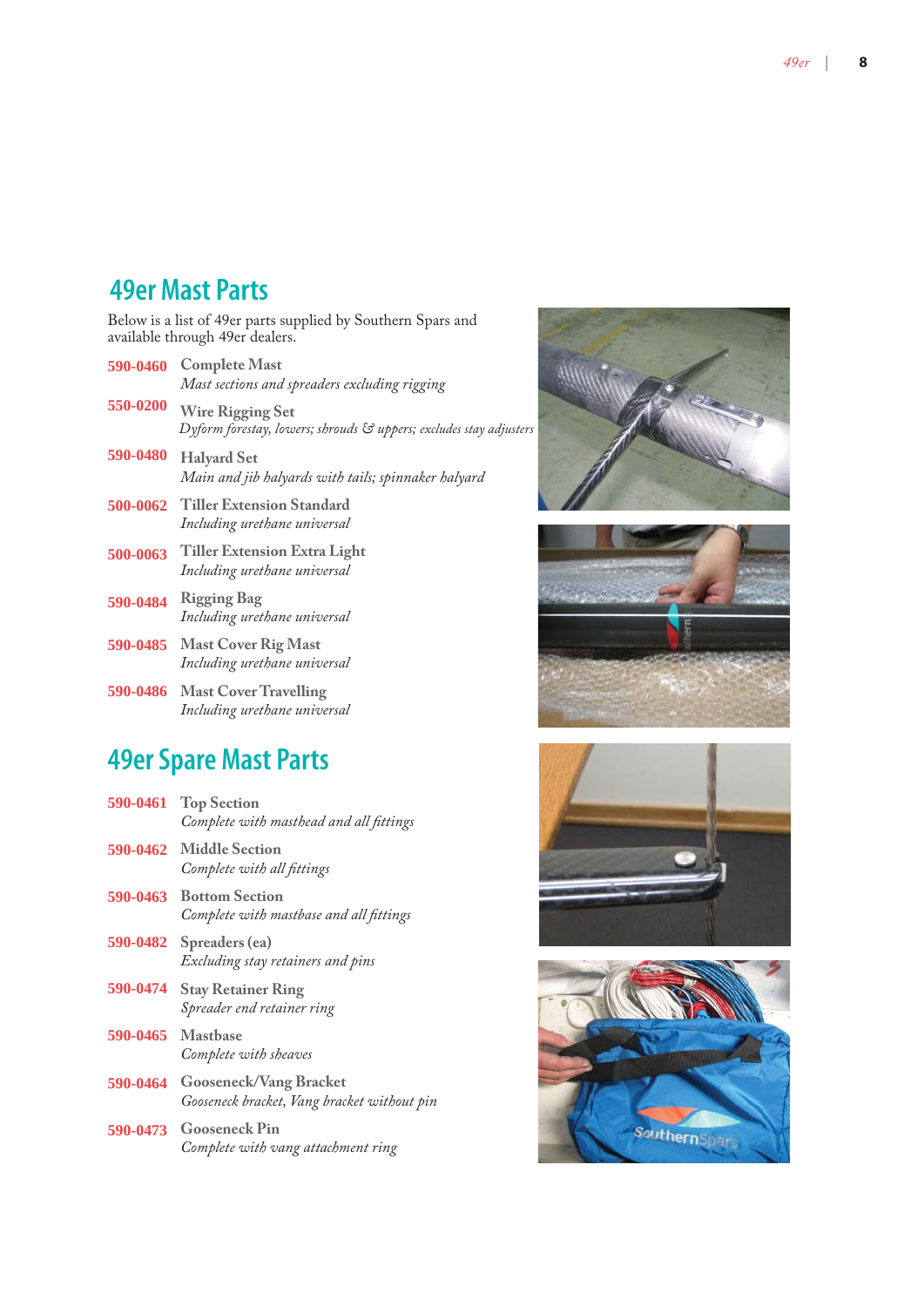## 49er Mast Parts

Below is a list of 49er parts supplied by Southern Spars and available through 49er dealers.

**590-0460** Complete Mast
*Mast sections and spreaders excluding rigging*

**550-0200** Wire Rigging Set
*Dyform forestay, lowers; shrouds & uppers; excludes stay adjusters*

**590-0480** Halyard Set
*Main and jib halyards with tails; spinnaker halyard*

**500-0062** Tiller Extension Standard
*Including urethane universal*

**500-0063** Tiller Extension Extra Light
*Including urethane universal*

**590-0484** Rigging Bag
*Including urethane universal*

**590-0485** Mast Cover Rig Mast
*Including urethane universal*

**590-0486** Mast Cover Travelling
*Including urethane universal*

## 49er Spare Mast Parts

**590-0461** Top Section
*Complete with masthead and all fittings*

**590-0462** Middle Section
*Complete with all fittings*

**590-0463** Bottom Section
*Complete with mastbase and all fittings*

**590-0482** Spreaders (ea)
*Excluding stay retainers and pins*

**590-0474** Stay Retainer Ring
*Spreader end retainer ring*

**590-0465** Mastbase
*Complete with sheaves*

**590-0464** Gooseneck/Vang Bracket
*Gooseneck bracket, Vang bracket without pin*

**590-0473** Gooseneck Pin
*Complete with vang attachment ring*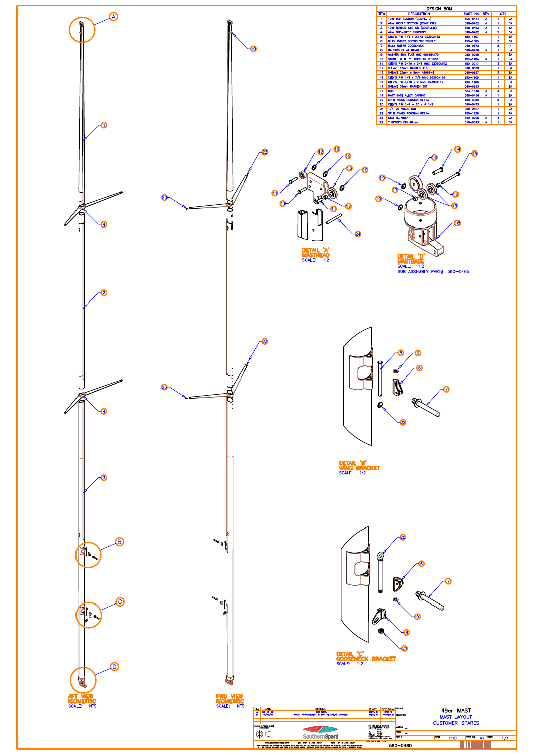## DESIGN BOM

| ITEM | DESCRIPTION | PART No. | REV | QTY | |
|---|---|---|---|---|---|
| 1 | 49er TOP SECTION (COMPLETE) | 590-0461 | A | 1 | EA |
| 2 | 49er MIDDLE SECTION (COMPLETE) | 590-0462 | A | 1 | EA |
| 3 | 49er BOTTOM SECTION (COMPLETE) | 590-0463 | A | 1 | EA |
| 4 | 49er ONE-PIECE SPREADER | 590-0482 | A | 2 | EA |
| 5 | CLEVIS PIN 1/4 x 3.1/2 92390A182 | 150-1107 | | 1 | EA |
| 6 | RILEY RM682 GOOSENECK TOGGLE | 150-1085 | | 2 | EA |
| 7 | RILEY RM679 GOOSENECK | 040-0372 | | 2 | 1 |
| 8 | HALYARD CLEAT HANGER | 590-0476 | A | 1 | EA |
| 9 | WASHER 6MM FLAT MMC 90965A170 | 080-0295 | | 2 | EA |
| 10 | SADDLE WITH EYE RONSTAN RF1056 | 150-1104 | A | 1 | EA |
| 11 | CLEVIS PIN 3/16 x 3/4 MMC 92390A102 | 150-0017 | | 3 | EA |
| 12 | SHEAVE 16mm HARKEN 415 | 040-0859 | | 1 | EA |
| 13 | SHEAVE 25mm x 8mm A4656-8 | 040-0857 | | 3 | EA |
| 14 | CLEVIS PIN 1/4 x 7/8 MMC 92390A186 | 150-1105 | | 1 | EA |
| 15 | CLEVIS PIN 3/16 x 2 MMC 92390A112 | 150-1106 | | 1 | EA |
| 16 | SHEAVE 35mm HARKEN 307 | 040-0293 | | 1 | EA |
| 17 | BUSH | 303-1346 | A | 3 | EA |
| 18 | MAST BASE ALLOY CASTING | 590-0416 | A | 1 | EA |
| 19 | SPLIT RINGS RONSTAN RF113 | 150-0059 | | 6 | EA |
| 20 | CLEVIS PIN 1/4 - 20 x 4 1/2 | 590-0473 | | 1 | EA |
| 21 | 1/4-20 NYLOC NUT | 080-0307 | | 1 | EA |
| 22 | SPLIT RINGS RONSTAN RF114 | 150-1259 | | 1 | EA |
| 23 | STAY RETAINER | 322-0205 | A | 4 | EA |
| 24 | THREADED PIN 46mm | 319-0023 | A | 1 | EA |

DETAIL 'A' MASTHEAD
SCALE: 1:2

DETAIL 'D' MASTBASE
SCALE: 1:2
SUB ASSEMBLY PART#: 590-0465

DETAIL 'B' VANG BRACKET
SCALE: 1:2

DETAIL 'C' GOOSENECK BRACKET
SCALE: 1:2

AFT VIEW ISOMETRIC
SCALE: NTS

FWD VIEW ISOMETRIC
SCALE: NTS

| REV | DATE | REVISION | DRAWN | APPROVED |
|---|---|---|---|---|
| A | 28-11-08 | FIRST ISSUE | | |
| B | 13/03/09 | SPREAD ARRANGEMENT & STAY RETAINERS UPDATED | | |

49er MAST
MAST LAYOUT
CUSTOMER SPARES

SCALE 1:10 — PRINT SIZE A1 — SHEET 1/1

Southern Spars — www.southernspars.com

590-0460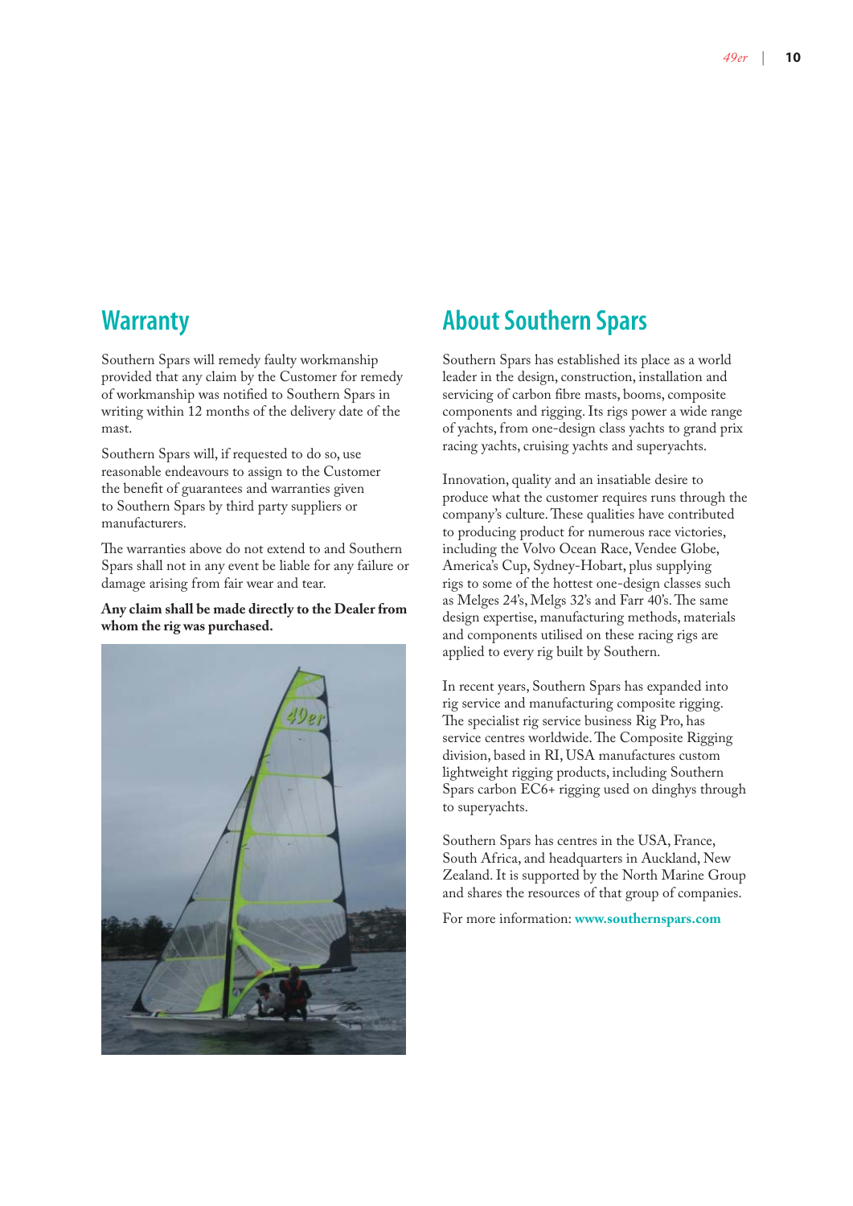## Warranty

Southern Spars will remedy faulty workmanship provided that any claim by the Customer for remedy of workmanship was notified to Southern Spars in writing within 12 months of the delivery date of the mast.

Southern Spars will, if requested to do so, use reasonable endeavours to assign to the Customer the benefit of guarantees and warranties given to Southern Spars by third party suppliers or manufacturers.

The warranties above do not extend to and Southern Spars shall not in any event be liable for any failure or damage arising from fair wear and tear.

**Any claim shall be made directly to the Dealer from whom the rig was purchased.**

## About Southern Spars

Southern Spars has established its place as a world leader in the design, construction, installation and servicing of carbon fibre masts, booms, composite components and rigging. Its rigs power a wide range of yachts, from one-design class yachts to grand prix racing yachts, cruising yachts and superyachts.

Innovation, quality and an insatiable desire to produce what the customer requires runs through the company's culture. These qualities have contributed to producing product for numerous race victories, including the Volvo Ocean Race, Vendee Globe, America's Cup, Sydney-Hobart, plus supplying rigs to some of the hottest one-design classes such as Melges 24's, Melgs 32's and Farr 40's. The same design expertise, manufacturing methods, materials and components utilised on these racing rigs are applied to every rig built by Southern.

In recent years, Southern Spars has expanded into rig service and manufacturing composite rigging. The specialist rig service business Rig Pro, has service centres worldwide. The Composite Rigging division, based in RI, USA manufactures custom lightweight rigging products, including Southern Spars carbon EC6+ rigging used on dinghys through to superyachts.

Southern Spars has centres in the USA, France, South Africa, and headquarters in Auckland, New Zealand. It is supported by the North Marine Group and shares the resources of that group of companies.

For more information: **www.southernspars.com**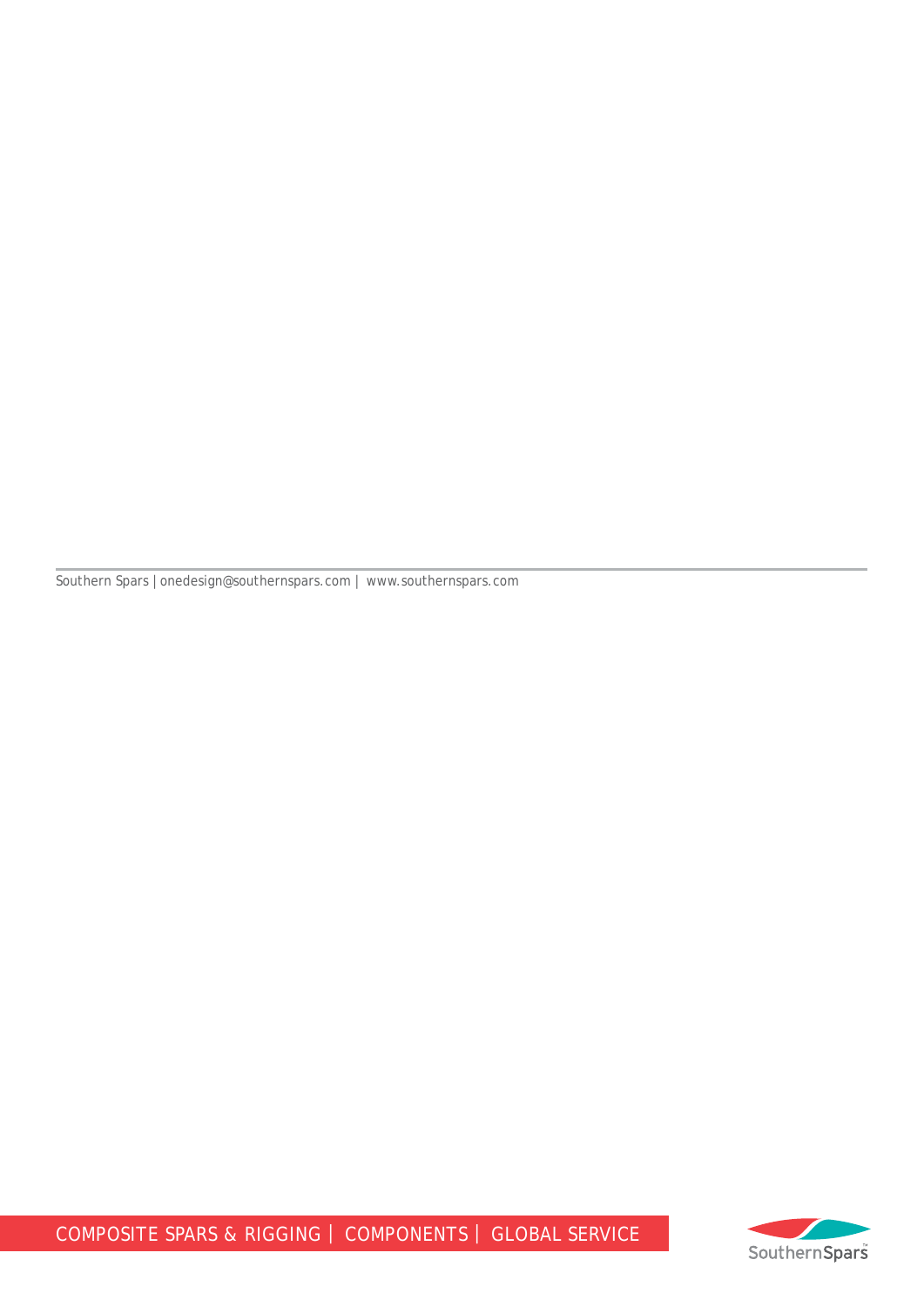Southern Spars | onedesign@southernspars.com | www.southernspars.com

COMPOSITE SPARS & RIGGING | COMPONENTS | GLOBAL SERVICE

SouthernSpars